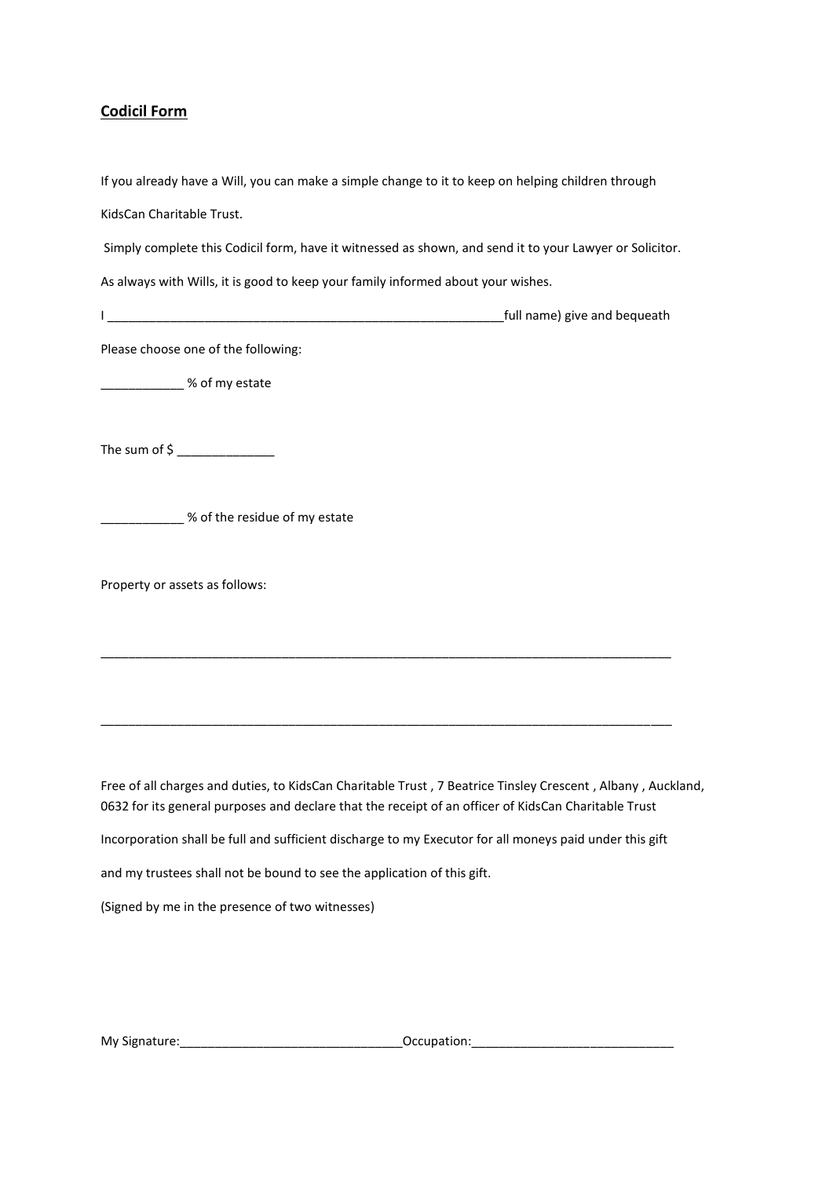## **Codicil Form**

If you already have a Will, you can make a simple change to it to keep on helping children through

KidsCan Charitable Trust.

Simply complete this Codicil form, have it witnessed as shown, and send it to your Lawyer or Solicitor.

As always with Wills, it is good to keep your family informed about your wishes.

I ___________________________________________________________full name) give and bequeath

Please choose one of the following:

____________ % of my estate

The sum of $ ______________

____________ % of the residue of my estate

Property or assets as follows:

_________________________________________________________________________________

_________________________________________________________________________________

Free of all charges and duties, to KidsCan Charitable Trust , 7 Beatrice Tinsley Crescent , Albany , Auckland, 0632 for its general purposes and declare that the receipt of an officer of KidsCan Charitable Trust

Incorporation shall be full and sufficient discharge to my Executor for all moneys paid under this gift

and my trustees shall not be bound to see the application of this gift.

(Signed by me in the presence of two witnesses)

My Signature:________________________________Occupation:_____________________________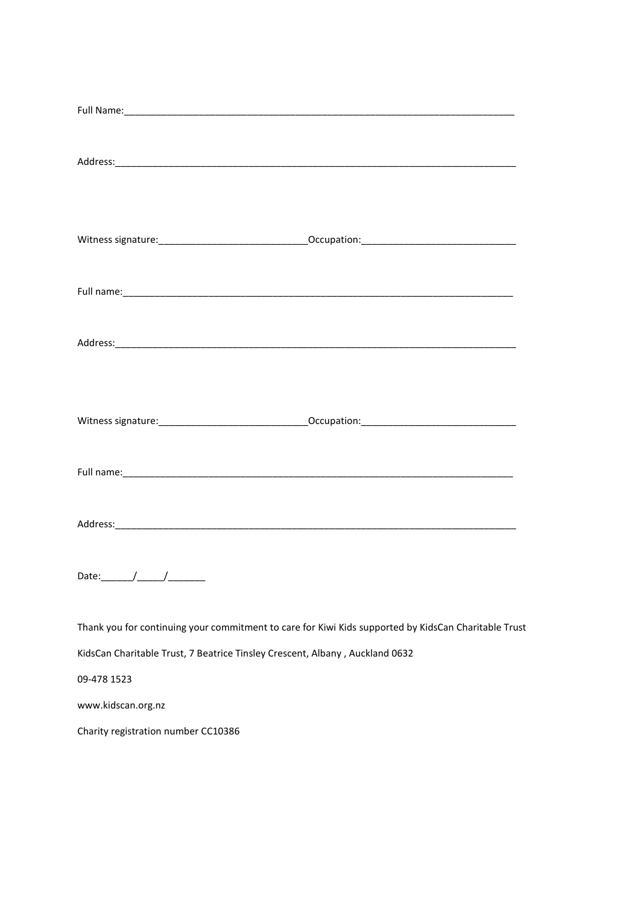Full Name:_______________________________________________________________________________

Address:_________________________________________________________________________________

Witness signature:____________________________Occupation:_____________________________

Full name:_______________________________________________________________________________

Address:_________________________________________________________________________________

Witness signature:____________________________Occupation:_____________________________

Full name:_______________________________________________________________________________

Address:_________________________________________________________________________________

Date:______/_____/_______

Thank you for continuing your commitment to care for Kiwi Kids supported by KidsCan Charitable Trust

KidsCan Charitable Trust, 7 Beatrice Tinsley Crescent, Albany , Auckland 0632

09-478 1523

www.kidscan.org.nz

Charity registration number CC10386